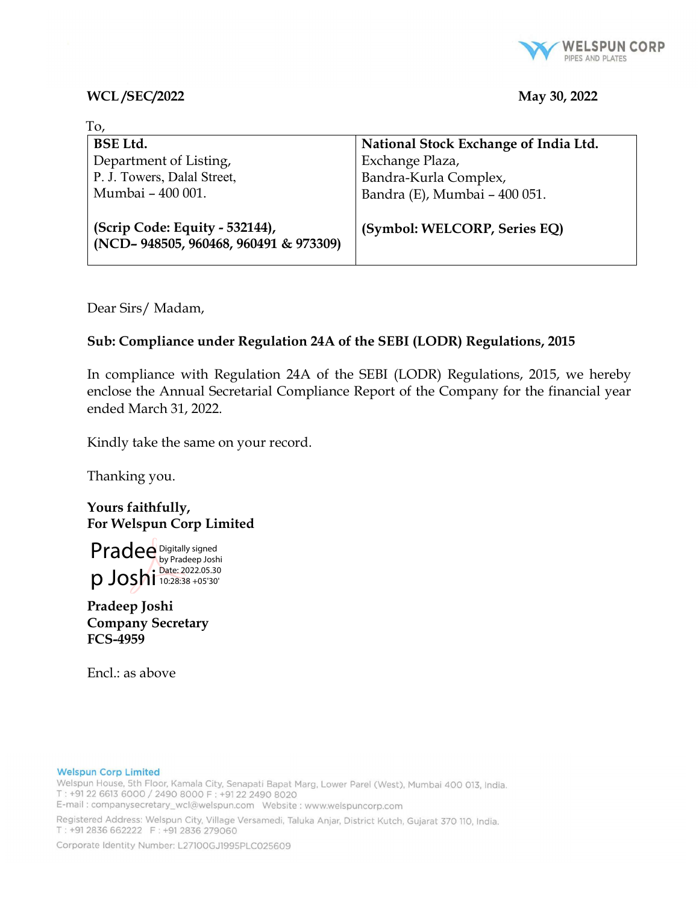WCL /SEC/2022 May 30, 2022

To,

| **BSE Ltd.**<br>Department of Listing,<br>P. J. Towers, Dalal Street,<br>Mumbai – 400 001.<br><br>**(Scrip Code: Equity - 532144),**<br>**(NCD– 948505, 960468, 960491 & 973309)** | **National Stock Exchange of India Ltd.**<br>Exchange Plaza,<br>Bandra-Kurla Complex,<br>Bandra (E), Mumbai – 400 051.<br><br>**(Symbol: WELCORP, Series EQ)** |
|---|---|

Dear Sirs/ Madam,

**Sub: Compliance under Regulation 24A of the SEBI (LODR) Regulations, 2015**

In compliance with Regulation 24A of the SEBI (LODR) Regulations, 2015, we hereby enclose the Annual Secretarial Compliance Report of the Company for the financial year ended March 31, 2022.

Kindly take the same on your record.

Thanking you.

**Yours faithfully,**
**For Welspun Corp Limited**

Pradeep Joshi
Digitally signed by Pradeep Joshi
Date: 2022.05.30 10:28:38 +05'30'

**Pradeep Joshi**
**Company Secretary**
**FCS-4959**

Encl.: as above

**Welspun Corp Limited**
Welspun House, 5th Floor, Kamala City, Senapati Bapat Marg, Lower Parel (West), Mumbai 400 013, India.
T : +91 22 6613 6000 / 2490 8000 F : +91 22 2490 8020
E-mail : companysecretary_wcl@welspun.com Website : www.welspuncorp.com

Registered Address: Welspun City, Village Versamedi, Taluka Anjar, District Kutch, Gujarat 370 110, India.
T : +91 2836 662222 F : +91 2836 279060

Corporate Identity Number: L27100GJ1995PLC025609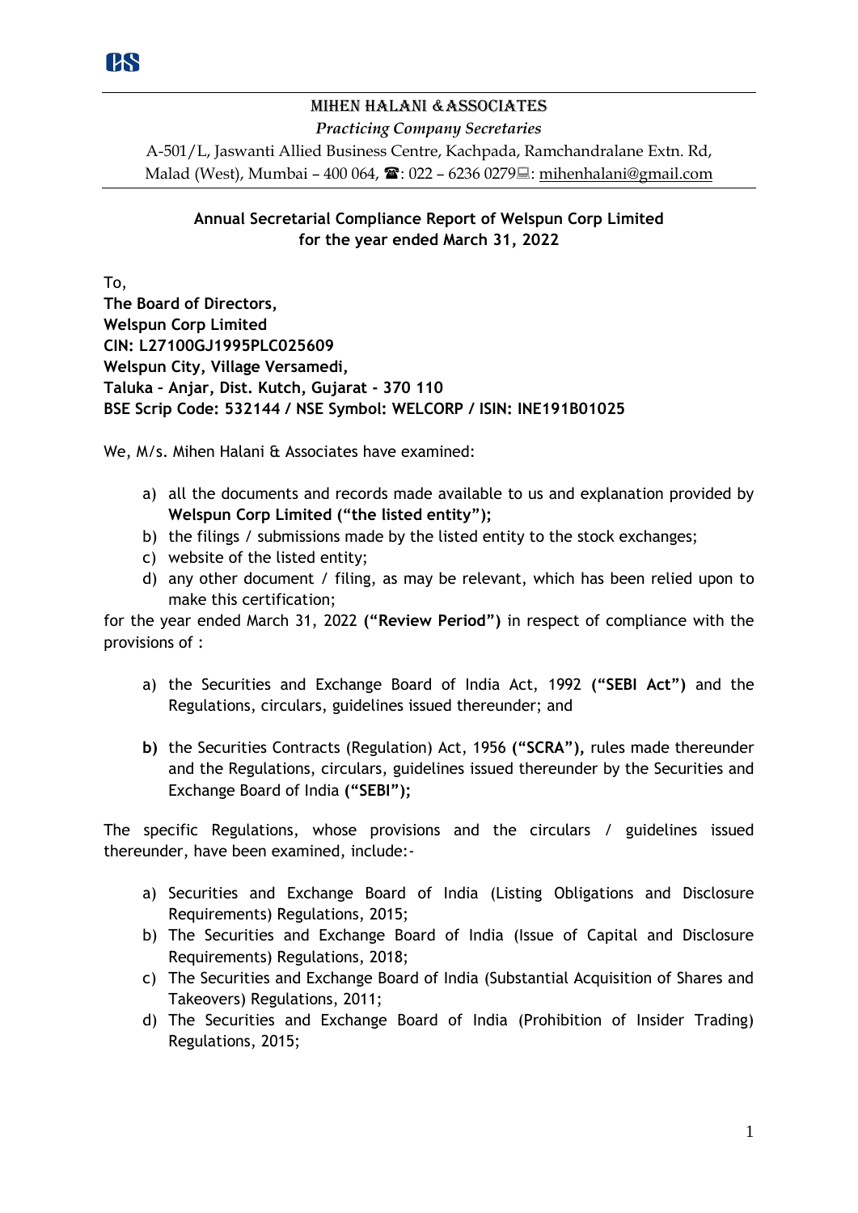# MIHEN HALANI & ASSOCIATES

*Practicing Company Secretaries*

A-501/L, Jaswanti Allied Business Centre, Kachpada, Ramchandralane Extn. Rd, Malad (West), Mumbai – 400 064, ☎: 022 – 6236 0279: mihenhalani@gmail.com

## Annual Secretarial Compliance Report of Welspun Corp Limited for the year ended March 31, 2022

To,
**The Board of Directors,**
**Welspun Corp Limited**
**CIN: L27100GJ1995PLC025609**
**Welspun City, Village Versamedi,**
**Taluka – Anjar, Dist. Kutch, Gujarat - 370 110**
**BSE Scrip Code: 532144 / NSE Symbol: WELCORP / ISIN: INE191B01025**

We, M/s. Mihen Halani & Associates have examined:

a) all the documents and records made available to us and explanation provided by **Welspun Corp Limited ("the listed entity");**
b) the filings / submissions made by the listed entity to the stock exchanges;
c) website of the listed entity;
d) any other document / filing, as may be relevant, which has been relied upon to make this certification;

for the year ended March 31, 2022 **("Review Period")** in respect of compliance with the provisions of :

a) the Securities and Exchange Board of India Act, 1992 **("SEBI Act")** and the Regulations, circulars, guidelines issued thereunder; and

**b)** the Securities Contracts (Regulation) Act, 1956 **("SCRA"),** rules made thereunder and the Regulations, circulars, guidelines issued thereunder by the Securities and Exchange Board of India **("SEBI");**

The specific Regulations, whose provisions and the circulars / guidelines issued thereunder, have been examined, include:-

a) Securities and Exchange Board of India (Listing Obligations and Disclosure Requirements) Regulations, 2015;
b) The Securities and Exchange Board of India (Issue of Capital and Disclosure Requirements) Regulations, 2018;
c) The Securities and Exchange Board of India (Substantial Acquisition of Shares and Takeovers) Regulations, 2011;
d) The Securities and Exchange Board of India (Prohibition of Insider Trading) Regulations, 2015;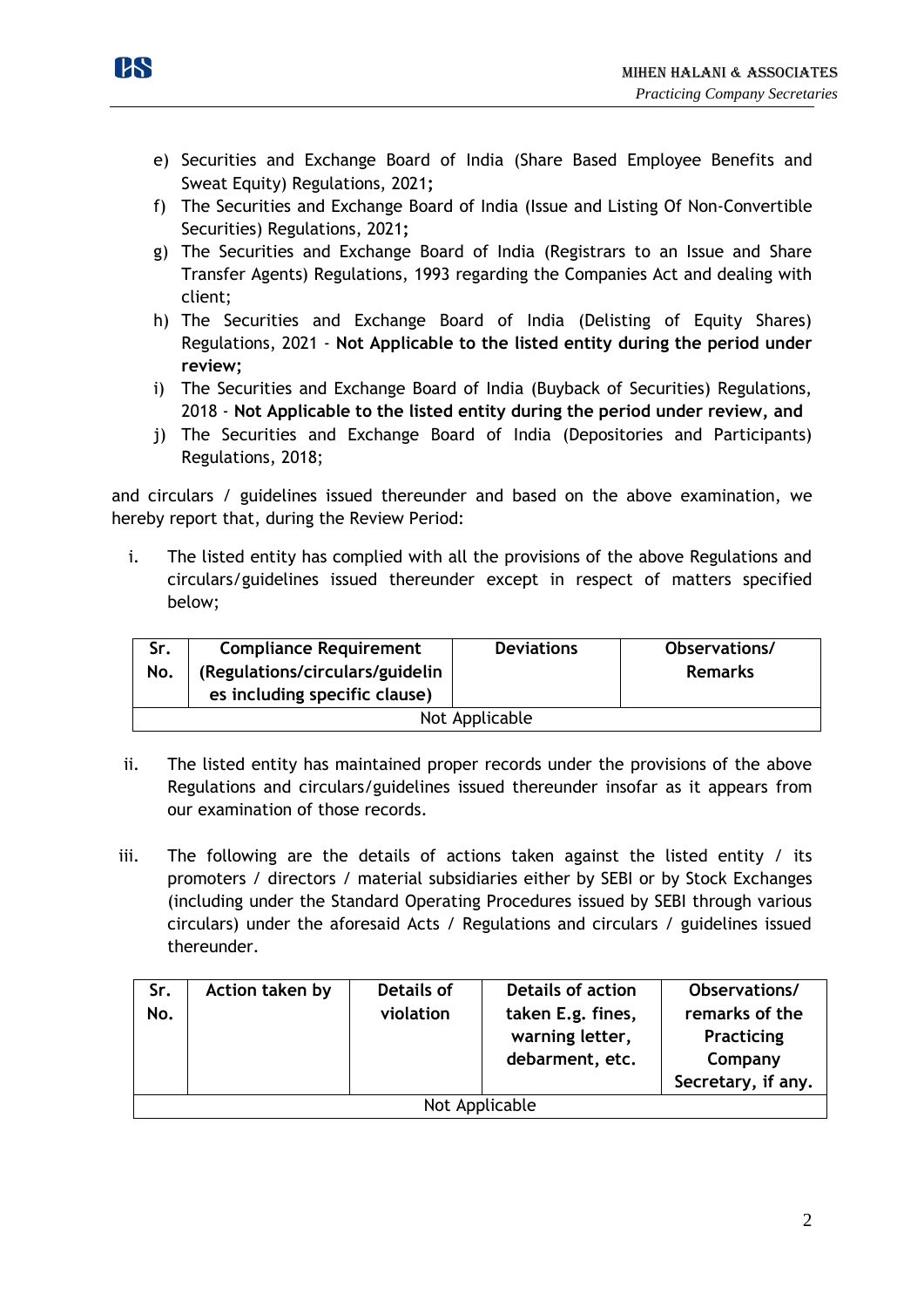e) Securities and Exchange Board of India (Share Based Employee Benefits and Sweat Equity) Regulations, 2021**;**

f) The Securities and Exchange Board of India (Issue and Listing Of Non-Convertible Securities) Regulations, 2021**;**

g) The Securities and Exchange Board of India (Registrars to an Issue and Share Transfer Agents) Regulations, 1993 regarding the Companies Act and dealing with client;

h) The Securities and Exchange Board of India (Delisting of Equity Shares) Regulations, 2021 - **Not Applicable to the listed entity during the period under review;**

i) The Securities and Exchange Board of India (Buyback of Securities) Regulations, 2018 - **Not Applicable to the listed entity during the period under review, and**

j) The Securities and Exchange Board of India (Depositories and Participants) Regulations, 2018;

and circulars / guidelines issued thereunder and based on the above examination, we hereby report that, during the Review Period:

i. The listed entity has complied with all the provisions of the above Regulations and circulars/guidelines issued thereunder except in respect of matters specified below;

| Sr. No. | Compliance Requirement (Regulations/circulars/guidelines including specific clause) | Deviations | Observations/ Remarks |
|---|---|---|---|
| Not Applicable | | | |

ii. The listed entity has maintained proper records under the provisions of the above Regulations and circulars/guidelines issued thereunder insofar as it appears from our examination of those records.

iii. The following are the details of actions taken against the listed entity / its promoters / directors / material subsidiaries either by SEBI or by Stock Exchanges (including under the Standard Operating Procedures issued by SEBI through various circulars) under the aforesaid Acts / Regulations and circulars / guidelines issued thereunder.

| Sr. No. | Action taken by | Details of violation | Details of action taken E.g. fines, warning letter, debarment, etc. | Observations/ remarks of the Practicing Company Secretary, if any. |
|---|---|---|---|---|
| Not Applicable | | | | |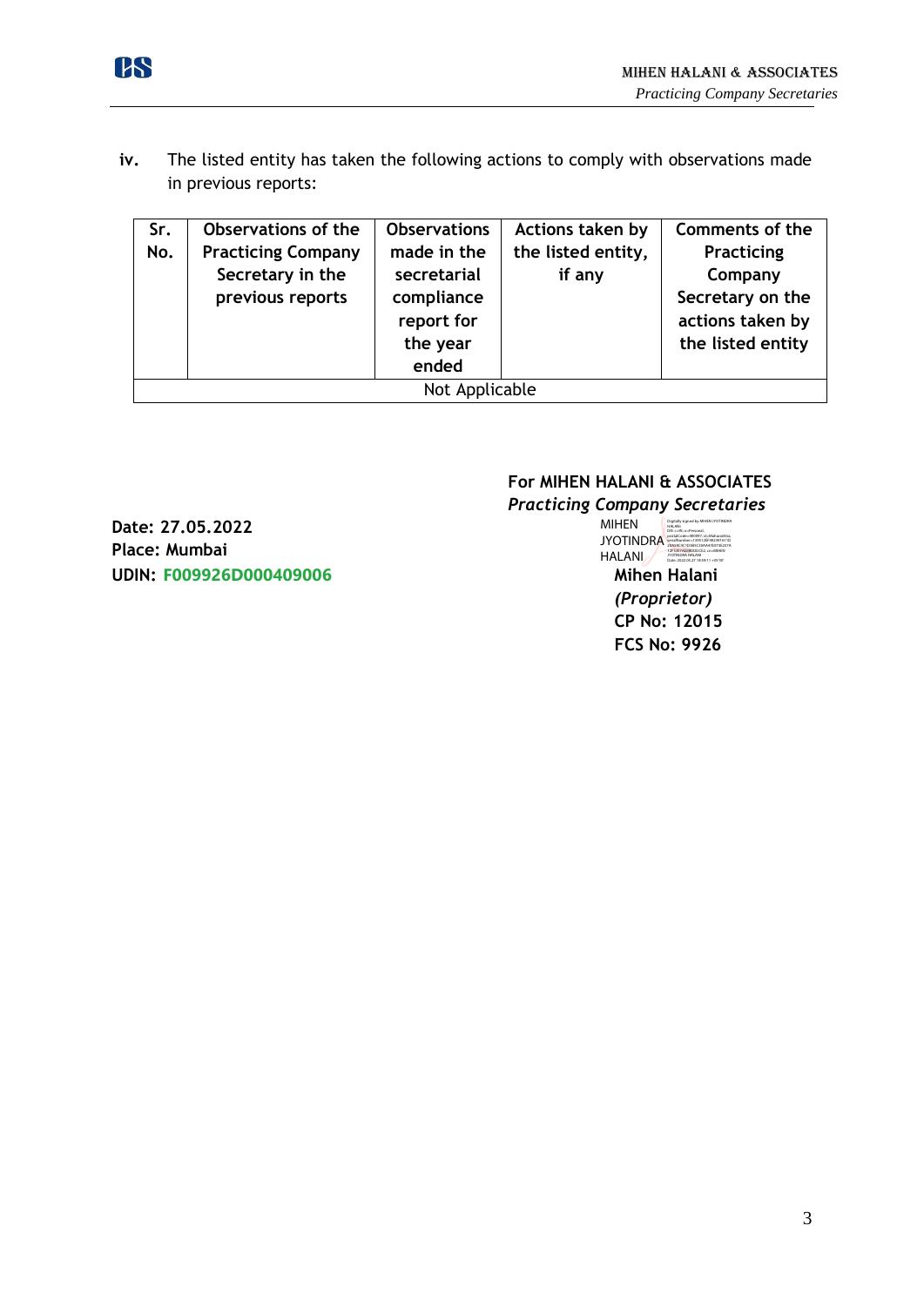**iv.** The listed entity has taken the following actions to comply with observations made in previous reports:

| Sr. No. | Observations of the Practicing Company Secretary in the previous reports | Observations made in the secretarial compliance report for the year ended | Actions taken by the listed entity, if any | Comments of the Practicing Company Secretary on the actions taken by the listed entity |
|---|---|---|---|---|
| Not Applicable | | | | |

**For MIHEN HALANI & ASSOCIATES**
***Practicing Company Secretaries***

**Date: 27.05.2022**
**Place: Mumbai**
**UDIN: F009926D000409006**

MIHEN JYOTINDRA HALANI

**Mihen Halani**
***(Proprietor)***
**CP No: 12015**
**FCS No: 9926**